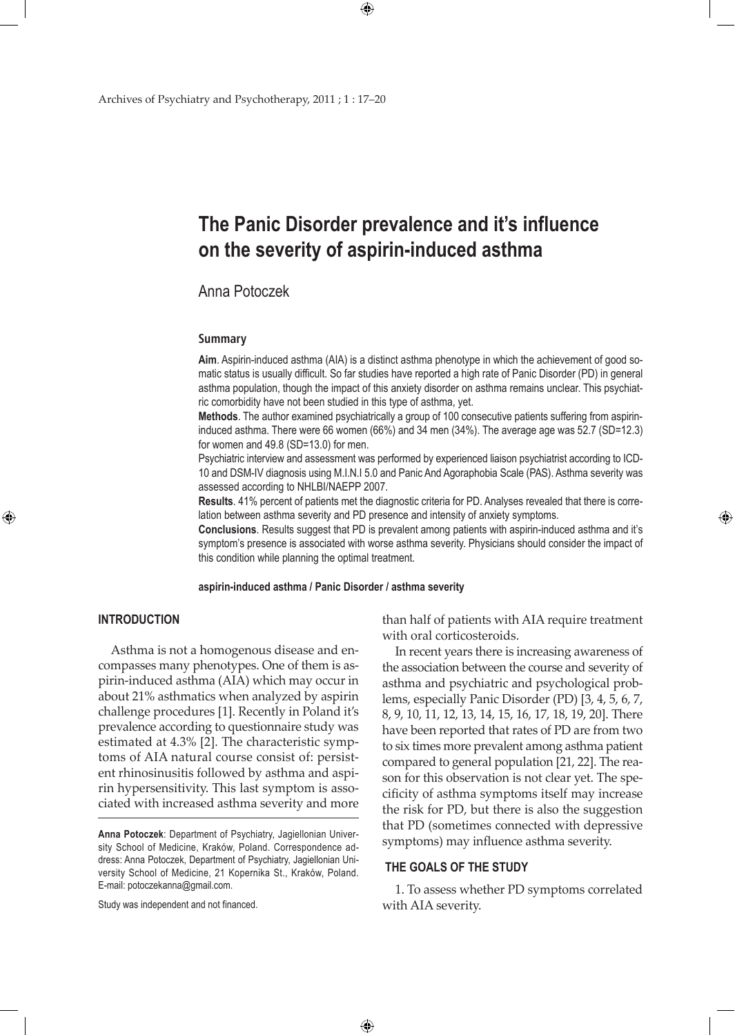# The Panic Disorder prevalence and it's influence on the severity of aspirin-induced asthma

Anna Potoczek

### Summary

**Aim**. Aspirin-induced asthma (AIA) is a distinct asthma phenotype in which the achievement of good somatic status is usually difficult. So far studies have reported a high rate of Panic Disorder (PD) in general asthma population, though the impact of this anxiety disorder on asthma remains unclear. This psychiatric comorbidity have not been studied in this type of asthma, yet.

**Methods**. The author examined psychiatrically a group of 100 consecutive patients suffering from aspirin-induced asthma. There were 66 women (66%) and 34 men (34%). The average age was 52.7 (SD=12.3) for women and 49.8 (SD=13.0) for men.

Psychiatric interview and assessment was performed by experienced liaison psychiatrist according to ICD-10 and DSM-IV diagnosis using M.I.N.I 5.0 and Panic And Agoraphobia Scale (PAS). Asthma severity was assessed according to NHLBI/NAEPP 2007.

**Results**. 41% percent of patients met the diagnostic criteria for PD. Analyses revealed that there is correlation between asthma severity and PD presence and intensity of anxiety symptoms.

**Conclusions**. Results suggest that PD is prevalent among patients with aspirin-induced asthma and it's symptom's presence is associated with worse asthma severity. Physicians should consider the impact of this condition while planning the optimal treatment.

**aspirin-induced asthma / Panic Disorder / asthma severity**

## INTRODUCTION

Asthma is not a homogenous disease and encompasses many phenotypes. One of them is aspirin-induced asthma (AIA) which may occur in about 21% asthmatics when analyzed by aspirin challenge procedures [1]. Recently in Poland it's prevalence according to questionnaire study was estimated at 4.3% [2]. The characteristic symptoms of AIA natural course consist of: persistent rhinosinusitis followed by asthma and aspirin hypersensitivity. This last symptom is associated with increased asthma severity and more than half of patients with AIA require treatment with oral corticosteroids.

In recent years there is increasing awareness of the association between the course and severity of asthma and psychiatric and psychological problems, especially Panic Disorder (PD) [3, 4, 5, 6, 7, 8, 9, 10, 11, 12, 13, 14, 15, 16, 17, 18, 19, 20]. There have been reported that rates of PD are from two to six times more prevalent among asthma patient compared to general population [21, 22]. The reason for this observation is not clear yet. The specificity of asthma symptoms itself may increase the risk for PD, but there is also the suggestion that PD (sometimes connected with depressive symptoms) may influence asthma severity.

## THE GOALS OF THE STUDY

1. To assess whether PD symptoms correlated with AIA severity.

**Anna Potoczek**: Department of Psychiatry, Jagiellonian University School of Medicine, Kraków, Poland. Correspondence address: Anna Potoczek, Department of Psychiatry, Jagiellonian University School of Medicine, 21 Kopernika St., Kraków, Poland. E-mail: potoczekanna@gmail.com.

Study was independent and not financed.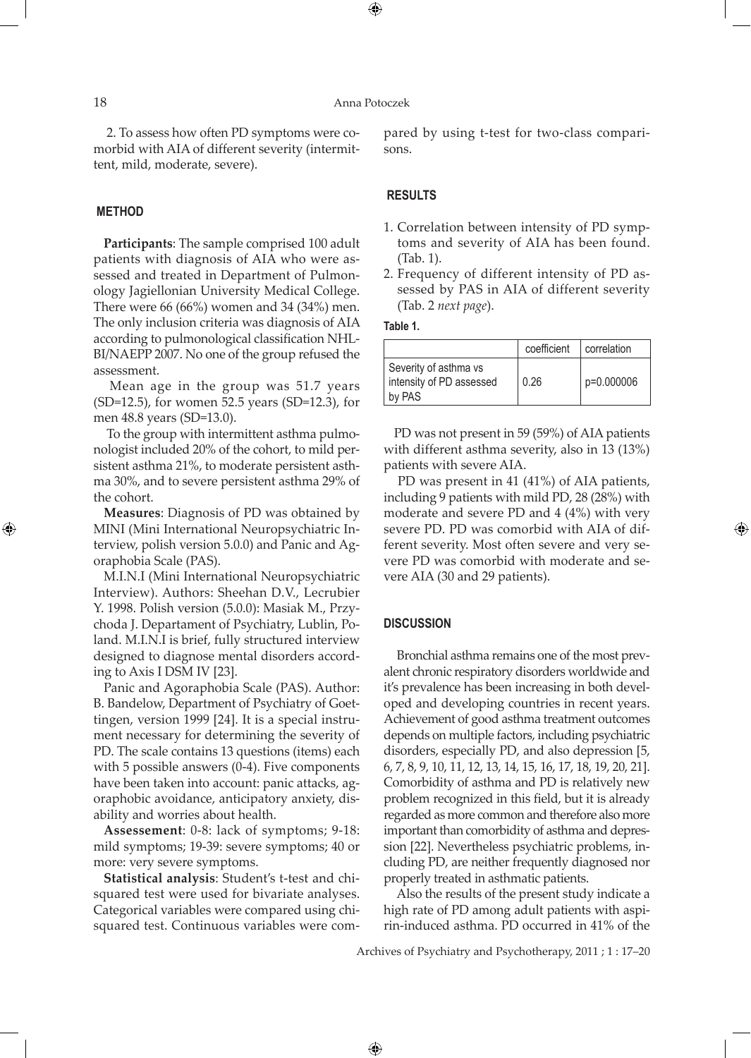2. To assess how often PD symptoms were comorbid with AIA of different severity (intermittent, mild, moderate, severe).

## METHOD

**Participants**: The sample comprised 100 adult patients with diagnosis of AIA who were assessed and treated in Department of Pulmonology Jagiellonian University Medical College. There were 66 (66%) women and 34 (34%) men. The only inclusion criteria was diagnosis of AIA according to pulmonological classification NHLBI/NAEPP 2007. No one of the group refused the assessment.

Mean age in the group was 51.7 years (SD=12.5), for women 52.5 years (SD=12.3), for men 48.8 years (SD=13.0).

To the group with intermittent asthma pulmonologist included 20% of the cohort, to mild persistent asthma 21%, to moderate persistent asthma 30%, and to severe persistent asthma 29% of the cohort.

**Measures**: Diagnosis of PD was obtained by MINI (Mini International Neuropsychiatric Interview, polish version 5.0.0) and Panic and Agoraphobia Scale (PAS).

M.I.N.I (Mini International Neuropsychiatric Interview). Authors: Sheehan D.V., Lecrubier Y. 1998. Polish version (5.0.0): Masiak M., Przychoda J. Departament of Psychiatry, Lublin, Poland. M.I.N.I is brief, fully structured interview designed to diagnose mental disorders according to Axis I DSM IV [23].

Panic and Agoraphobia Scale (PAS). Author: B. Bandelow, Department of Psychiatry of Goettingen, version 1999 [24]. It is a special instrument necessary for determining the severity of PD. The scale contains 13 questions (items) each with 5 possible answers (0-4). Five components have been taken into account: panic attacks, agoraphobic avoidance, anticipatory anxiety, disability and worries about health.

**Assessement**: 0-8: lack of symptoms; 9-18: mild symptoms; 19-39: severe symptoms; 40 or more: very severe symptoms.

**Statistical analysis**: Student's t-test and chi-squared test were used for bivariate analyses. Categorical variables were compared using chi-squared test. Continuous variables were compared by using t-test for two-class comparisons.

## RESULTS

1. Correlation between intensity of PD symptoms and severity of AIA has been found. (Tab. 1).
2. Frequency of different intensity of PD assessed by PAS in AIA of different severity (Tab. 2 *next page*).

**Table 1.**

| | coefficient | correlation |
|---|---|---|
| Severity of asthma vs intensity of PD assessed by PAS | 0.26 | p=0.000006 |

PD was not present in 59 (59%) of AIA patients with different asthma severity, also in 13 (13%) patients with severe AIA.

PD was present in 41 (41%) of AIA patients, including 9 patients with mild PD, 28 (28%) with moderate and severe PD and 4 (4%) with very severe PD. PD was comorbid with AIA of different severity. Most often severe and very severe PD was comorbid with moderate and severe AIA (30 and 29 patients).

## DISCUSSION

Bronchial asthma remains one of the most prevalent chronic respiratory disorders worldwide and it's prevalence has been increasing in both developed and developing countries in recent years. Achievement of good asthma treatment outcomes depends on multiple factors, including psychiatric disorders, especially PD, and also depression [5, 6, 7, 8, 9, 10, 11, 12, 13, 14, 15, 16, 17, 18, 19, 20, 21]. Comorbidity of asthma and PD is relatively new problem recognized in this field, but it is already regarded as more common and therefore also more important than comorbidity of asthma and depression [22]. Nevertheless psychiatric problems, including PD, are neither frequently diagnosed nor properly treated in asthmatic patients.

Also the results of the present study indicate a high rate of PD among adult patients with aspirin-induced asthma. PD occurred in 41% of the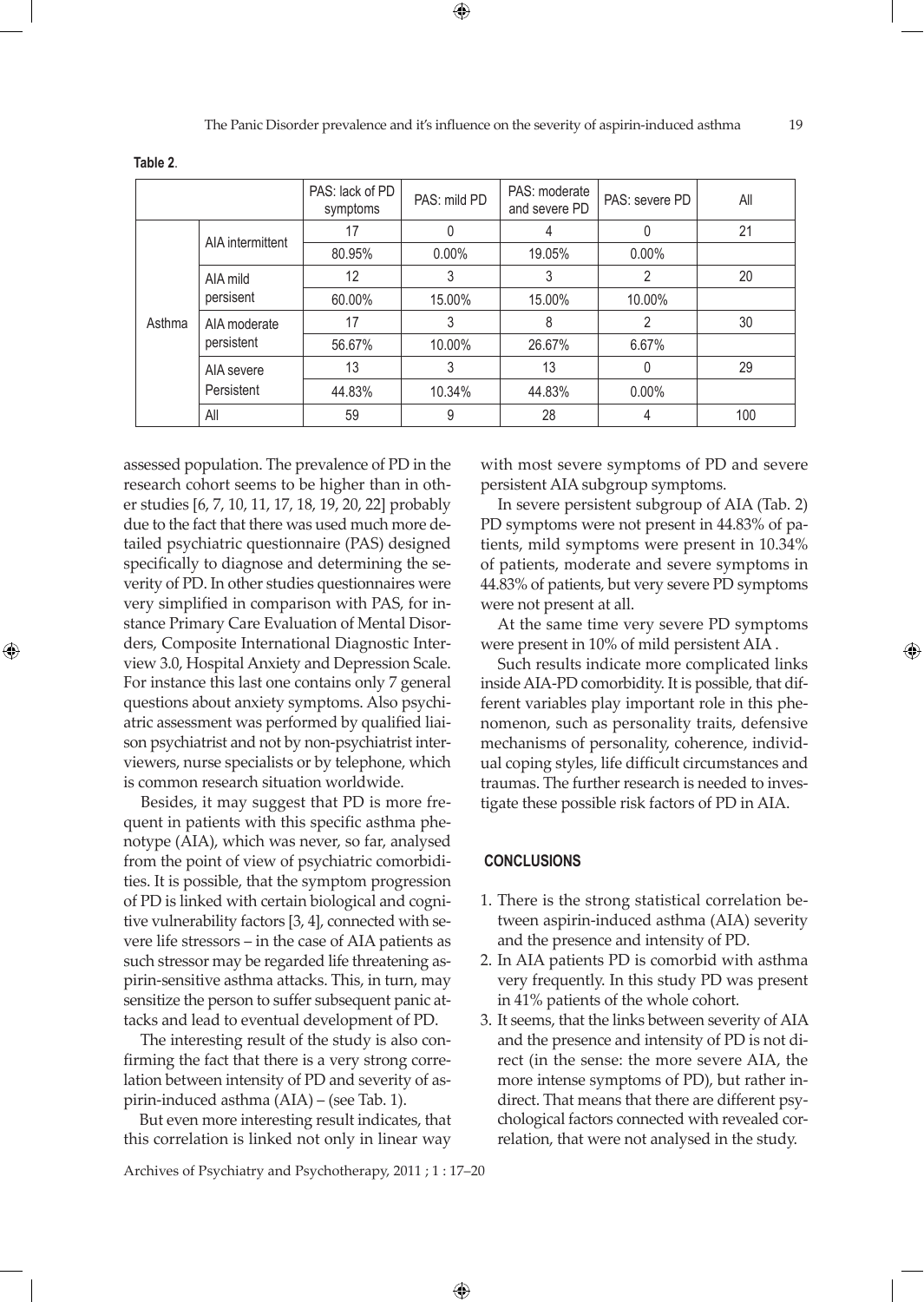**Table 2**.

| | | PAS: lack of PD symptoms | PAS: mild PD | PAS: moderate and severe PD | PAS: severe PD | All |
|---|---|---|---|---|---|---|
| Asthma | AIA intermittent | 17 | 0 | 4 | 0 | 21 |
| | | 80.95% | 0.00% | 19.05% | 0.00% | |
| | AIA mild persistent | 12 | 3 | 3 | 2 | 20 |
| | | 60.00% | 15.00% | 15.00% | 10.00% | |
| | AIA moderate persistent | 17 | 3 | 8 | 2 | 30 |
| | | 56.67% | 10.00% | 26.67% | 6.67% | |
| | AIA severe Persistent | 13 | 3 | 13 | 0 | 29 |
| | | 44.83% | 10.34% | 44.83% | 0.00% | |
| | All | 59 | 9 | 28 | 4 | 100 |

assessed population. The prevalence of PD in the research cohort seems to be higher than in other studies [6, 7, 10, 11, 17, 18, 19, 20, 22] probably due to the fact that there was used much more detailed psychiatric questionnaire (PAS) designed specifically to diagnose and determining the severity of PD. In other studies questionnaires were very simplified in comparison with PAS, for instance Primary Care Evaluation of Mental Disorders, Composite International Diagnostic Interview 3.0, Hospital Anxiety and Depression Scale. For instance this last one contains only 7 general questions about anxiety symptoms. Also psychiatric assessment was performed by qualified liaison psychiatrist and not by non-psychiatrist interviewers, nurse specialists or by telephone, which is common research situation worldwide.

Besides, it may suggest that PD is more frequent in patients with this specific asthma phenotype (AIA), which was never, so far, analysed from the point of view of psychiatric comorbidities. It is possible, that the symptom progression of PD is linked with certain biological and cognitive vulnerability factors [3, 4], connected with severe life stressors – in the case of AIA patients as such stressor may be regarded life threatening aspirin-sensitive asthma attacks. This, in turn, may sensitize the person to suffer subsequent panic attacks and lead to eventual development of PD.

The interesting result of the study is also confirming the fact that there is a very strong correlation between intensity of PD and severity of aspirin-induced asthma (AIA) – (see Tab. 1).

But even more interesting result indicates, that this correlation is linked not only in linear way with most severe symptoms of PD and severe persistent AIA subgroup symptoms.

In severe persistent subgroup of AIA (Tab. 2) PD symptoms were not present in 44.83% of patients, mild symptoms were present in 10.34% of patients, moderate and severe symptoms in 44.83% of patients, but very severe PD symptoms were not present at all.

At the same time very severe PD symptoms were present in 10% of mild persistent AIA .

Such results indicate more complicated links inside AIA-PD comorbidity. It is possible, that different variables play important role in this phenomenon, such as personality traits, defensive mechanisms of personality, coherence, individual coping styles, life difficult circumstances and traumas. The further research is needed to investigate these possible risk factors of PD in AIA.

## CONCLUSIONS

1. There is the strong statistical correlation between aspirin-induced asthma (AIA) severity and the presence and intensity of PD.
2. In AIA patients PD is comorbid with asthma very frequently. In this study PD was present in 41% patients of the whole cohort.
3. It seems, that the links between severity of AIA and the presence and intensity of PD is not direct (in the sense: the more severe AIA, the more intense symptoms of PD), but rather indirect. That means that there are different psychological factors connected with revealed correlation, that were not analysed in the study.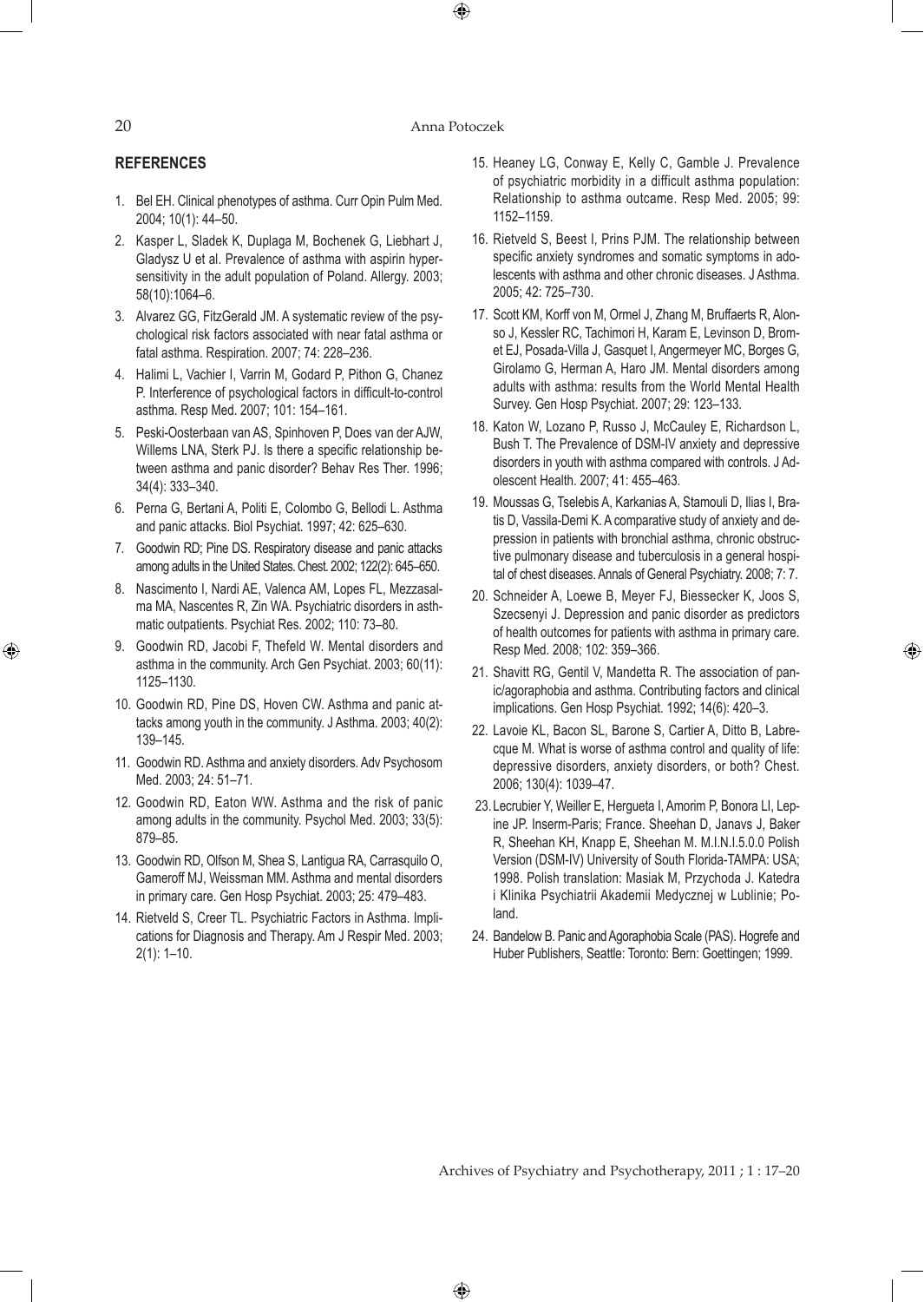## REFERENCES

1. Bel EH. Clinical phenotypes of asthma. Curr Opin Pulm Med. 2004; 10(1): 44–50.
2. Kasper L, Sladek K, Duplaga M, Bochenek G, Liebhart J, Gladysz U et al. Prevalence of asthma with aspirin hypersensitivity in the adult population of Poland. Allergy. 2003; 58(10):1064–6.
3. Alvarez GG, FitzGerald JM. A systematic review of the psychological risk factors associated with near fatal asthma or fatal asthma. Respiration. 2007; 74: 228–236.
4. Halimi L, Vachier I, Varrin M, Godard P, Pithon G, Chanez P. Interference of psychological factors in difficult-to-control asthma. Resp Med. 2007; 101: 154–161.
5. Peski-Oosterbaan van AS, Spinhoven P, Does van der AJW, Willems LNA, Sterk PJ. Is there a specific relationship between asthma and panic disorder? Behav Res Ther. 1996; 34(4): 333–340.
6. Perna G, Bertani A, Politi E, Colombo G, Bellodi L. Asthma and panic attacks. Biol Psychiat. 1997; 42: 625–630.
7. Goodwin RD; Pine DS. Respiratory disease and panic attacks among adults in the United States. Chest. 2002; 122(2): 645–650.
8. Nascimento I, Nardi AE, Valenca AM, Lopes FL, Mezzasalma MA, Nascentes R, Zin WA. Psychiatric disorders in asthmatic outpatients. Psychiat Res. 2002; 110: 73–80.
9. Goodwin RD, Jacobi F, Thefeld W. Mental disorders and asthma in the community. Arch Gen Psychiat. 2003; 60(11): 1125–1130.
10. Goodwin RD, Pine DS, Hoven CW. Asthma and panic attacks among youth in the community. J Asthma. 2003; 40(2): 139–145.
11. Goodwin RD. Asthma and anxiety disorders. Adv Psychosom Med. 2003; 24: 51–71.
12. Goodwin RD, Eaton WW. Asthma and the risk of panic among adults in the community. Psychol Med. 2003; 33(5): 879–85.
13. Goodwin RD, Olfson M, Shea S, Lantigua RA, Carrasquilo O, Gameroff MJ, Weissman MM. Asthma and mental disorders in primary care. Gen Hosp Psychiat. 2003; 25: 479–483.
14. Rietveld S, Creer TL. Psychiatric Factors in Asthma. Implications for Diagnosis and Therapy. Am J Respir Med. 2003; 2(1): 1–10.
15. Heaney LG, Conway E, Kelly C, Gamble J. Prevalence of psychiatric morbidity in a difficult asthma population: Relationship to asthma outcame. Resp Med. 2005; 99: 1152–1159.
16. Rietveld S, Beest I, Prins PJM. The relationship between specific anxiety syndromes and somatic symptoms in adolescents with asthma and other chronic diseases. J Asthma. 2005; 42: 725–730.
17. Scott KM, Korff von M, Ormel J, Zhang M, Bruffaerts R, Alonso J, Kessler RC, Tachimori H, Karam E, Levinson D, Bromet EJ, Posada-Villa J, Gasquet I, Angermeyer MC, Borges G, Girolamo G, Herman A, Haro JM. Mental disorders among adults with asthma: results from the World Mental Health Survey. Gen Hosp Psychiat. 2007; 29: 123–133.
18. Katon W, Lozano P, Russo J, McCauley E, Richardson L, Bush T. The Prevalence of DSM-IV anxiety and depressive disorders in youth with asthma compared with controls. J Adolescent Health. 2007; 41: 455–463.
19. Moussas G, Tselebis A, Karkanias A, Stamouli D, Ilias I, Bratis D, Vassila-Demi K. A comparative study of anxiety and depression in patients with bronchial asthma, chronic obstructive pulmonary disease and tuberculosis in a general hospital of chest diseases. Annals of General Psychiatry. 2008; 7: 7.
20. Schneider A, Loewe B, Meyer FJ, Biessecker K, Joos S, Szecsenyi J. Depression and panic disorder as predictors of health outcomes for patients with asthma in primary care. Resp Med. 2008; 102: 359–366.
21. Shavitt RG, Gentil V, Mandetta R. The association of panic/agoraphobia and asthma. Contributing factors and clinical implications. Gen Hosp Psychiat. 1992; 14(6): 420–3.
22. Lavoie KL, Bacon SL, Barone S, Cartier A, Ditto B, Labrecque M. What is worse of asthma control and quality of life: depressive disorders, anxiety disorders, or both? Chest. 2006; 130(4): 1039–47.
23. Lecrubier Y, Weiller E, Hergueta I, Amorim P, Bonora LI, Lepine JP. Inserm-Paris; France. Sheehan D, Janavs J, Baker R, Sheehan KH, Knapp E, Sheehan M. M.I.N.I.5.0.0 Polish Version (DSM-IV) University of South Florida-TAMPA: USA; 1998. Polish translation: Masiak M, Przychoda J. Katedra i Klinika Psychiatrii Akademii Medycznej w Lublinie; Poland.
24. Bandelow B. Panic and Agoraphobia Scale (PAS). Hogrefe and Huber Publishers, Seattle: Toronto: Bern: Goettingen; 1999.